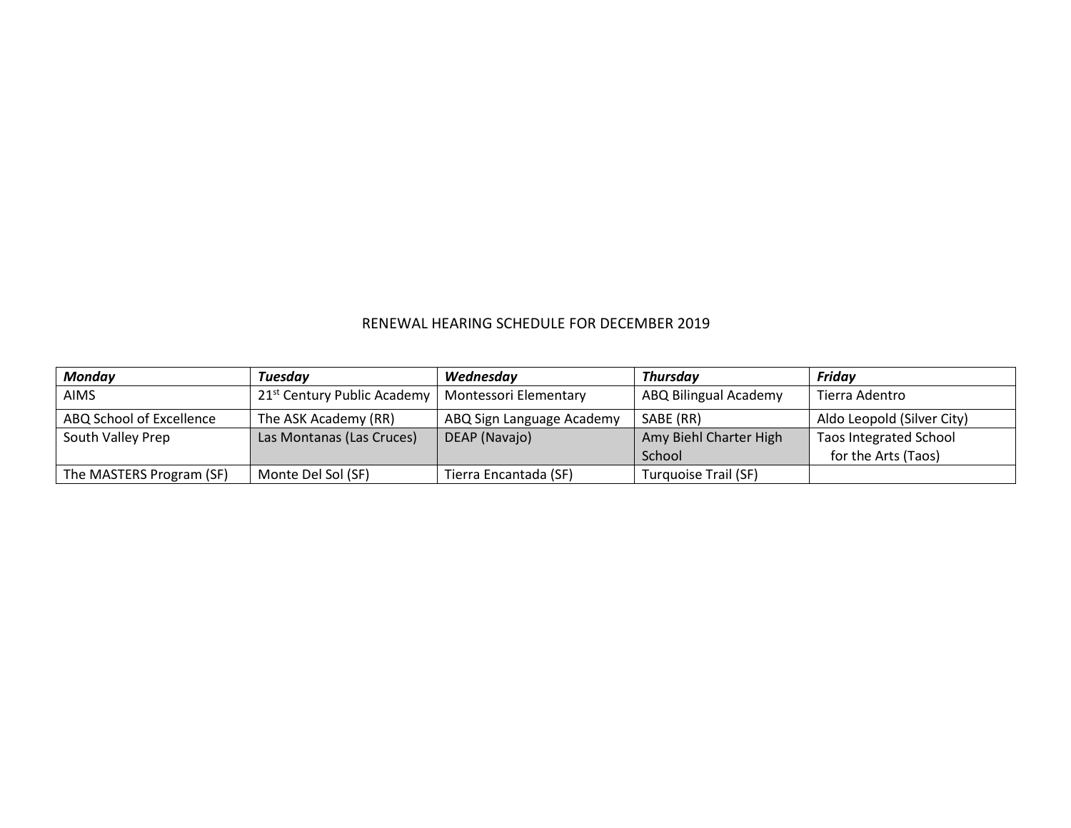RENEWAL HEARING SCHEDULE FOR DECEMBER 2019

| ***Monday*** | ***Tuesday*** | ***Wednesday*** | ***Thursday*** | ***Friday*** |
|---|---|---|---|---|
| AIMS | 21st Century Public Academy | Montessori Elementary | ABQ Bilingual Academy | Tierra Adentro |
| ABQ School of Excellence | The ASK Academy (RR) | ABQ Sign Language Academy | SABE (RR) | Aldo Leopold (Silver City) |
| South Valley Prep | Las Montanas (Las Cruces) | DEAP (Navajo) | Amy Biehl Charter High School | Taos Integrated School for the Arts (Taos) |
| The MASTERS Program (SF) | Monte Del Sol (SF) | Tierra Encantada (SF) | Turquoise Trail (SF) | |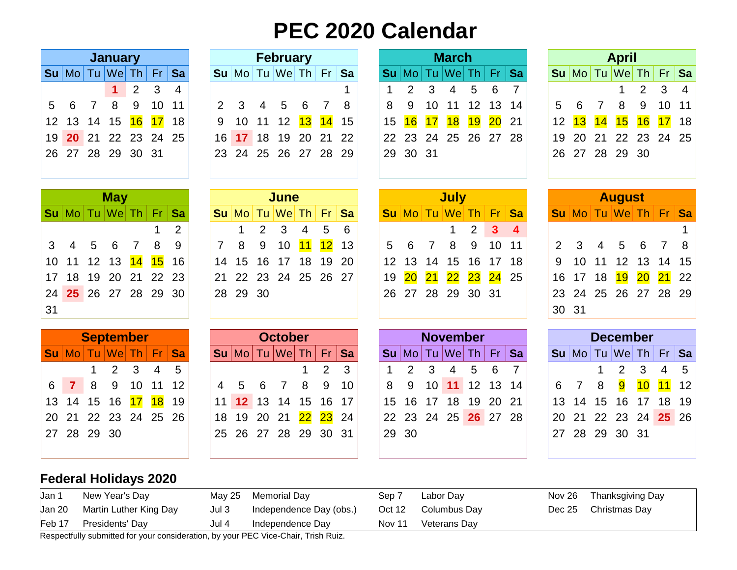# PEC 2020 Calendar

## January

| Su | Mo | Tu | We | Th | Fr | Sa |
|---|---|---|---|---|---|---|
| | | | 1 | 2 | 3 | 4 |
| 5 | 6 | 7 | 8 | 9 | 10 | 11 |
| 12 | 13 | 14 | 15 | 16 | 17 | 18 |
| 19 | 20 | 21 | 22 | 23 | 24 | 25 |
| 26 | 27 | 28 | 29 | 30 | 31 | |

## February

| Su | Mo | Tu | We | Th | Fr | Sa |
|---|---|---|---|---|---|---|
| | | | | | | 1 |
| 2 | 3 | 4 | 5 | 6 | 7 | 8 |
| 9 | 10 | 11 | 12 | 13 | 14 | 15 |
| 16 | 17 | 18 | 19 | 20 | 21 | 22 |
| 23 | 24 | 25 | 26 | 27 | 28 | 29 |

## March

| Su | Mo | Tu | We | Th | Fr | Sa |
|---|---|---|---|---|---|---|
| 1 | 2 | 3 | 4 | 5 | 6 | 7 |
| 8 | 9 | 10 | 11 | 12 | 13 | 14 |
| 15 | 16 | 17 | 18 | 19 | 20 | 21 |
| 22 | 23 | 24 | 25 | 26 | 27 | 28 |
| 29 | 30 | 31 | | | | |

## April

| Su | Mo | Tu | We | Th | Fr | Sa |
|---|---|---|---|---|---|---|
| | | | 1 | 2 | 3 | 4 |
| 5 | 6 | 7 | 8 | 9 | 10 | 11 |
| 12 | 13 | 14 | 15 | 16 | 17 | 18 |
| 19 | 20 | 21 | 22 | 23 | 24 | 25 |
| 26 | 27 | 28 | 29 | 30 | | |

## May

| Su | Mo | Tu | We | Th | Fr | Sa |
|---|---|---|---|---|---|---|
| | | | | | 1 | 2 |
| 3 | 4 | 5 | 6 | 7 | 8 | 9 |
| 10 | 11 | 12 | 13 | 14 | 15 | 16 |
| 17 | 18 | 19 | 20 | 21 | 22 | 23 |
| 24 | 25 | 26 | 27 | 28 | 29 | 30 |
| 31 | | | | | | |

## June

| Su | Mo | Tu | We | Th | Fr | Sa |
|---|---|---|---|---|---|---|
| | 1 | 2 | 3 | 4 | 5 | 6 |
| 7 | 8 | 9 | 10 | 11 | 12 | 13 |
| 14 | 15 | 16 | 17 | 18 | 19 | 20 |
| 21 | 22 | 23 | 24 | 25 | 26 | 27 |
| 28 | 29 | 30 | | | | |

## July

| Su | Mo | Tu | We | Th | Fr | Sa |
|---|---|---|---|---|---|---|
| | | | 1 | 2 | 3 | 4 |
| 5 | 6 | 7 | 8 | 9 | 10 | 11 |
| 12 | 13 | 14 | 15 | 16 | 17 | 18 |
| 19 | 20 | 21 | 22 | 23 | 24 | 25 |
| 26 | 27 | 28 | 29 | 30 | 31 | |

## August

| Su | Mo | Tu | We | Th | Fr | Sa |
|---|---|---|---|---|---|---|
| | | | | | | 1 |
| 2 | 3 | 4 | 5 | 6 | 7 | 8 |
| 9 | 10 | 11 | 12 | 13 | 14 | 15 |
| 16 | 17 | 18 | 19 | 20 | 21 | 22 |
| 23 | 24 | 25 | 26 | 27 | 28 | 29 |
| 30 | 31 | | | | | |

## September

| Su | Mo | Tu | We | Th | Fr | Sa |
|---|---|---|---|---|---|---|
| | | 1 | 2 | 3 | 4 | 5 |
| 6 | 7 | 8 | 9 | 10 | 11 | 12 |
| 13 | 14 | 15 | 16 | 17 | 18 | 19 |
| 20 | 21 | 22 | 23 | 24 | 25 | 26 |
| 27 | 28 | 29 | 30 | | | |

## October

| Su | Mo | Tu | We | Th | Fr | Sa |
|---|---|---|---|---|---|---|
| | | | | 1 | 2 | 3 |
| 4 | 5 | 6 | 7 | 8 | 9 | 10 |
| 11 | 12 | 13 | 14 | 15 | 16 | 17 |
| 18 | 19 | 20 | 21 | 22 | 23 | 24 |
| 25 | 26 | 27 | 28 | 29 | 30 | 31 |

## November

| Su | Mo | Tu | We | Th | Fr | Sa |
|---|---|---|---|---|---|---|
| 1 | 2 | 3 | 4 | 5 | 6 | 7 |
| 8 | 9 | 10 | 11 | 12 | 13 | 14 |
| 15 | 16 | 17 | 18 | 19 | 20 | 21 |
| 22 | 23 | 24 | 25 | 26 | 27 | 28 |
| 29 | 30 | | | | | |

## December

| Su | Mo | Tu | We | Th | Fr | Sa |
|---|---|---|---|---|---|---|
| | | 1 | 2 | 3 | 4 | 5 |
| 6 | 7 | 8 | 9 | 10 | 11 | 12 |
| 13 | 14 | 15 | 16 | 17 | 18 | 19 |
| 20 | 21 | 22 | 23 | 24 | 25 | 26 |
| 27 | 28 | 29 | 30 | 31 | | |

## Federal Holidays 2020

| | | | | | | | |
|---|---|---|---|---|---|---|---|
| Jan 1 | New Year's Day | May 25 | Memorial Day | Sep 7 | Labor Day | Nov 26 | Thanksgiving Day |
| Jan 20 | Martin Luther King Day | Jul 3 | Independence Day (obs.) | Oct 12 | Columbus Day | Dec 25 | Christmas Day |
| Feb 17 | Presidents' Day | Jul 4 | Independence Day | Nov 11 | Veterans Day | | |

Respectfully submitted for your consideration, by your PEC Vice-Chair, Trish Ruiz.